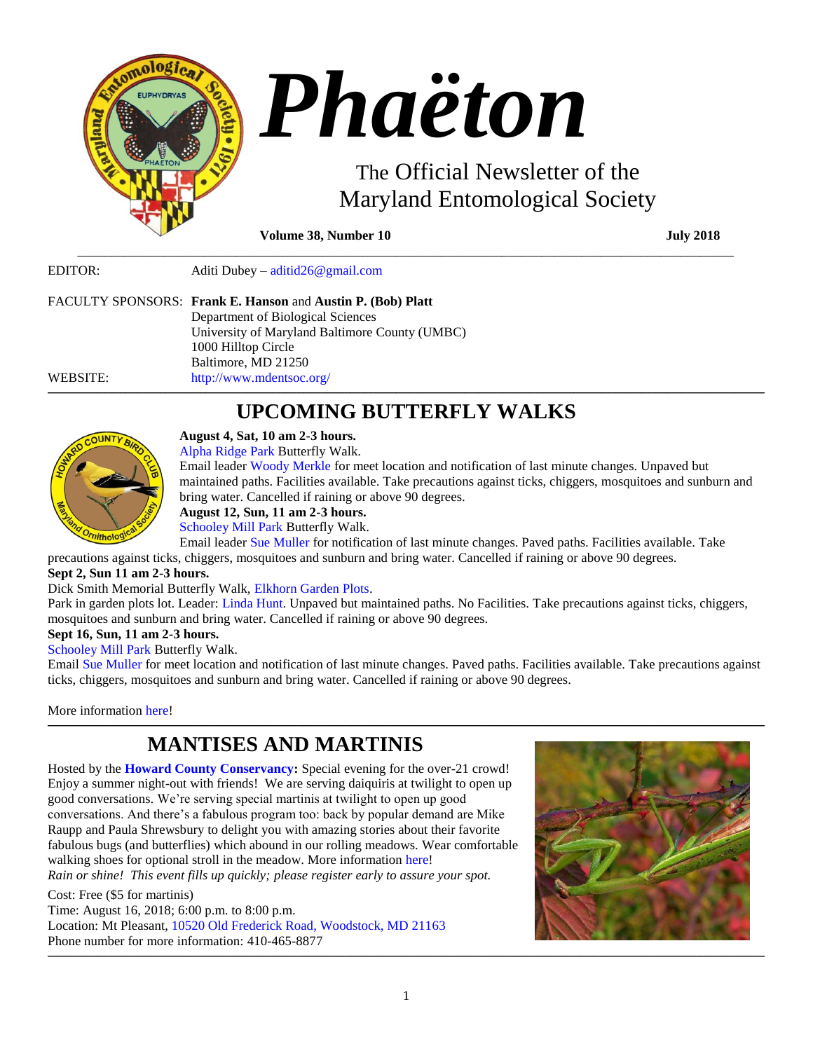# Phaëton

The Official Newsletter of the Maryland Entomological Society

**Volume 38, Number 10** **July 2018**

EDITOR: Aditi Dubey – aditid26@gmail.com

FACULTY SPONSORS: **Frank E. Hanson** and **Austin P. (Bob) Platt**
Department of Biological Sciences
University of Maryland Baltimore County (UMBC)
1000 Hilltop Circle
Baltimore, MD 21250

WEBSITE: http://www.mdentsoc.org/

## UPCOMING BUTTERFLY WALKS

**August 4, Sat, 10 am 2-3 hours.**
Alpha Ridge Park Butterfly Walk.
Email leader Woody Merkle for meet location and notification of last minute changes. Unpaved but maintained paths. Facilities available. Take precautions against ticks, chiggers, mosquitoes and sunburn and bring water. Cancelled if raining or above 90 degrees.

**August 12, Sun, 11 am 2-3 hours.**
Schooley Mill Park Butterfly Walk.
Email leader Sue Muller for notification of last minute changes. Paved paths. Facilities available. Take precautions against ticks, chiggers, mosquitoes and sunburn and bring water. Cancelled if raining or above 90 degrees.

**Sept 2, Sun 11 am 2-3 hours.**
Dick Smith Memorial Butterfly Walk, Elkhorn Garden Plots.
Park in garden plots lot. Leader: Linda Hunt. Unpaved but maintained paths. No Facilities. Take precautions against ticks, chiggers, mosquitoes and sunburn and bring water. Cancelled if raining or above 90 degrees.

**Sept 16, Sun, 11 am 2-3 hours.**
Schooley Mill Park Butterfly Walk.
Email Sue Muller for meet location and notification of last minute changes. Paved paths. Facilities available. Take precautions against ticks, chiggers, mosquitoes and sunburn and bring water. Cancelled if raining or above 90 degrees.

More information here!

## MANTISES AND MARTINIS

Hosted by the **Howard County Conservancy:** Special evening for the over-21 crowd! Enjoy a summer night-out with friends! We are serving daiquiris at twilight to open up good conversations. We're serving special martinis at twilight to open up good conversations. And there's a fabulous program too: back by popular demand are Mike Raupp and Paula Shrewsbury to delight you with amazing stories about their favorite fabulous bugs (and butterflies) which abound in our rolling meadows. Wear comfortable walking shoes for optional stroll in the meadow. More information here!

*Rain or shine! This event fills up quickly; please register early to assure your spot.*

Cost: Free ($5 for martinis)
Time: August 16, 2018; 6:00 p.m. to 8:00 p.m.
Location: Mt Pleasant, 10520 Old Frederick Road, Woodstock, MD 21163
Phone number for more information: 410-465-8877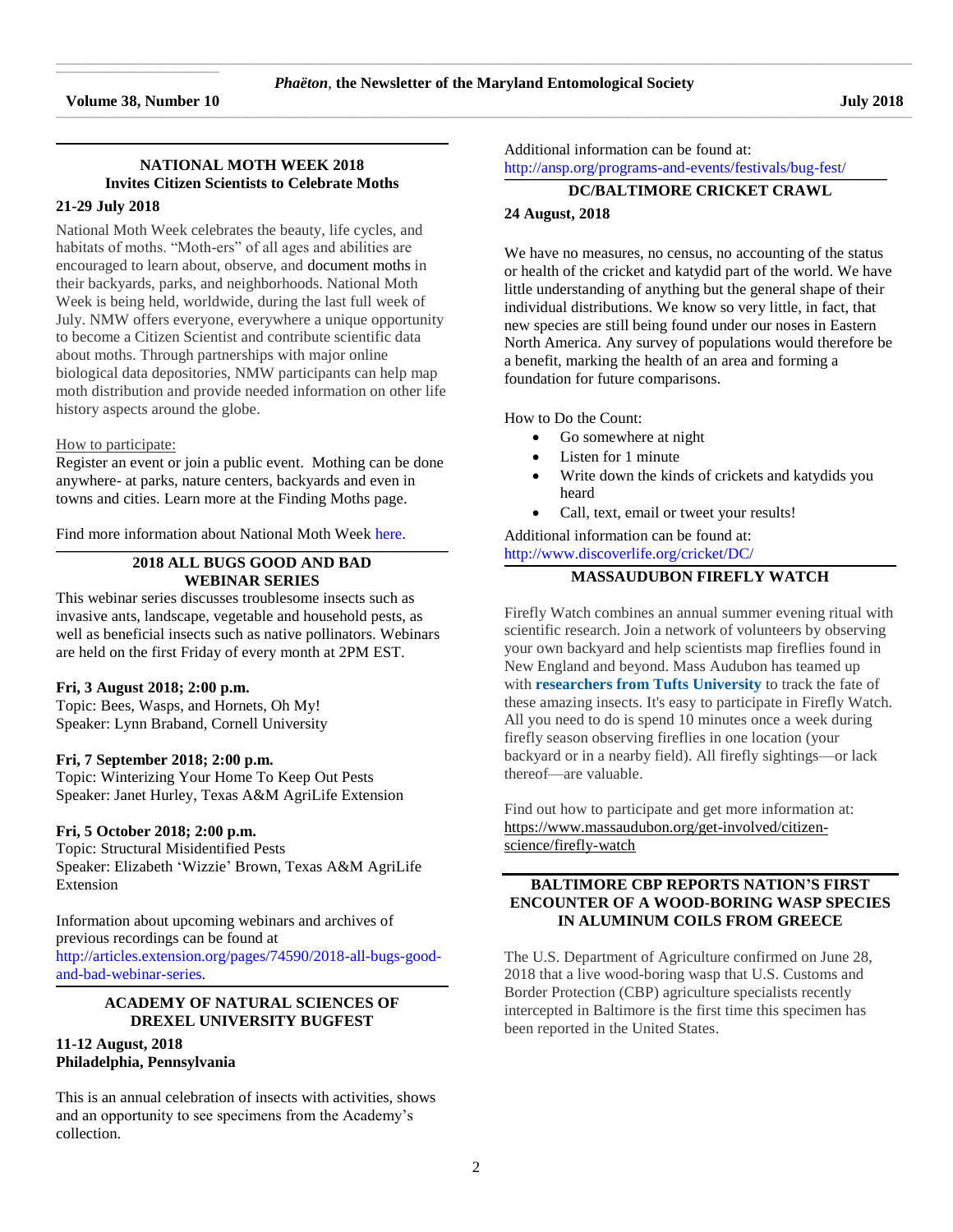## NATIONAL MOTH WEEK 2018
## Invites Citizen Scientists to Celebrate Moths

**21-29 July 2018**

National Moth Week celebrates the beauty, life cycles, and habitats of moths. "Moth-ers" of all ages and abilities are encouraged to learn about, observe, and document moths in their backyards, parks, and neighborhoods. National Moth Week is being held, worldwide, during the last full week of July. NMW offers everyone, everywhere a unique opportunity to become a Citizen Scientist and contribute scientific data about moths. Through partnerships with major online biological data depositories, NMW participants can help map moth distribution and provide needed information on other life history aspects around the globe.

How to participate:
Register an event or join a public event. Mothing can be done anywhere- at parks, nature centers, backyards and even in towns and cities. Learn more at the Finding Moths page.

Find more information about National Moth Week here.

## 2018 ALL BUGS GOOD AND BAD WEBINAR SERIES

This webinar series discusses troublesome insects such as invasive ants, landscape, vegetable and household pests, as well as beneficial insects such as native pollinators. Webinars are held on the first Friday of every month at 2PM EST.

**Fri, 3 August 2018; 2:00 p.m.**
Topic: Bees, Wasps, and Hornets, Oh My!
Speaker: Lynn Braband, Cornell University

**Fri, 7 September 2018; 2:00 p.m.**
Topic: Winterizing Your Home To Keep Out Pests
Speaker: Janet Hurley, Texas A&M AgriLife Extension

**Fri, 5 October 2018; 2:00 p.m.**
Topic: Structural Misidentified Pests
Speaker: Elizabeth 'Wizzie' Brown, Texas A&M AgriLife Extension

Information about upcoming webinars and archives of previous recordings can be found at http://articles.extension.org/pages/74590/2018-all-bugs-good-and-bad-webinar-series.

## ACADEMY OF NATURAL SCIENCES OF DREXEL UNIVERSITY BUGFEST

**11-12 August, 2018**
**Philadelphia, Pennsylvania**

This is an annual celebration of insects with activities, shows and an opportunity to see specimens from the Academy's collection.

Additional information can be found at:
http://ansp.org/programs-and-events/festivals/bug-fest/

## DC/BALTIMORE CRICKET CRAWL

**24 August, 2018**

We have no measures, no census, no accounting of the status or health of the cricket and katydid part of the world. We have little understanding of anything but the general shape of their individual distributions. We know so very little, in fact, that new species are still being found under our noses in Eastern North America. Any survey of populations would therefore be a benefit, marking the health of an area and forming a foundation for future comparisons.

How to Do the Count:

- Go somewhere at night
- Listen for 1 minute
- Write down the kinds of crickets and katydids you heard
- Call, text, email or tweet your results!

Additional information can be found at:
http://www.discoverlife.org/cricket/DC/

## MASSAUDUBON FIREFLY WATCH

Firefly Watch combines an annual summer evening ritual with scientific research. Join a network of volunteers by observing your own backyard and help scientists map fireflies found in New England and beyond. Mass Audubon has teamed up with **researchers from Tufts University** to track the fate of these amazing insects. It's easy to participate in Firefly Watch. All you need to do is spend 10 minutes once a week during firefly season observing fireflies in one location (your backyard or in a nearby field). All firefly sightings—or lack thereof—are valuable.

Find out how to participate and get more information at:
https://www.massaudubon.org/get-involved/citizen-science/firefly-watch

## BALTIMORE CBP REPORTS NATION'S FIRST ENCOUNTER OF A WOOD-BORING WASP SPECIES IN ALUMINUM COILS FROM GREECE

The U.S. Department of Agriculture confirmed on June 28, 2018 that a live wood-boring wasp that U.S. Customs and Border Protection (CBP) agriculture specialists recently intercepted in Baltimore is the first time this specimen has been reported in the United States.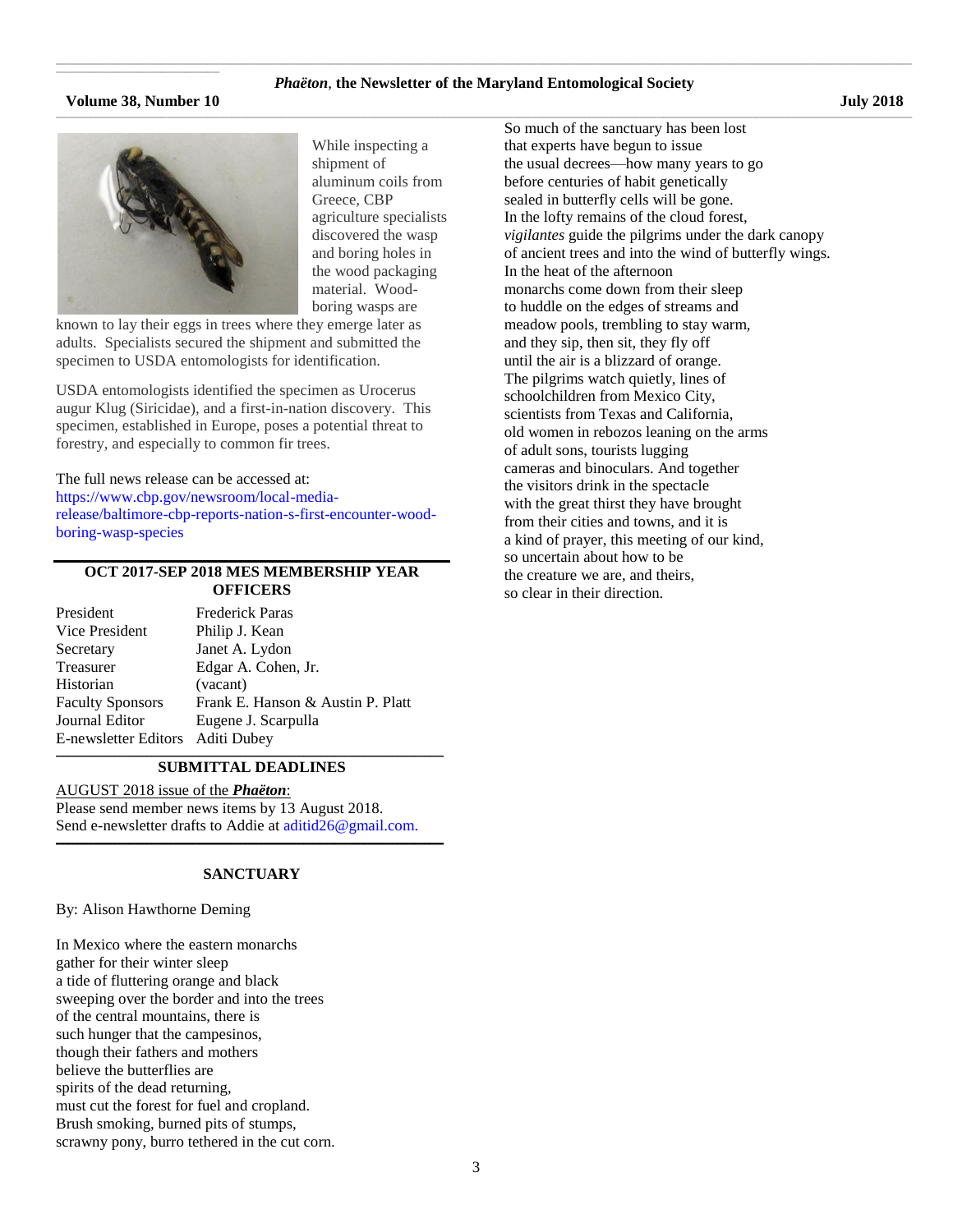While inspecting a shipment of aluminum coils from Greece, CBP agriculture specialists discovered the wasp and boring holes in the wood packaging material. Wood-boring wasps are known to lay their eggs in trees where they emerge later as adults. Specialists secured the shipment and submitted the specimen to USDA entomologists for identification.

USDA entomologists identified the specimen as Urocerus augur Klug (Siricidae), and a first-in-nation discovery. This specimen, established in Europe, poses a potential threat to forestry, and especially to common fir trees.

The full news release can be accessed at:
https://www.cbp.gov/newsroom/local-media-release/baltimore-cbp-reports-nation-s-first-encounter-wood-boring-wasp-species

## OCT 2017-SEP 2018 MES MEMBERSHIP YEAR OFFICERS

| | |
|---|---|
| President | Frederick Paras |
| Vice President | Philip J. Kean |
| Secretary | Janet A. Lydon |
| Treasurer | Edgar A. Cohen, Jr. |
| Historian | (vacant) |
| Faculty Sponsors | Frank E. Hanson & Austin P. Platt |
| Journal Editor | Eugene J. Scarpulla |
| E-newsletter Editors | Aditi Dubey |

## SUBMITTAL DEADLINES

AUGUST 2018 issue of the ***Phaëton***:
Please send member news items by 13 August 2018.
Send e-newsletter drafts to Addie at aditid26@gmail.com.

## SANCTUARY

By: Alison Hawthorne Deming

In Mexico where the eastern monarchs
gather for their winter sleep
a tide of fluttering orange and black
sweeping over the border and into the trees
of the central mountains, there is
such hunger that the campesinos,
though their fathers and mothers
believe the butterflies are
spirits of the dead returning,
must cut the forest for fuel and cropland.
Brush smoking, burned pits of stumps,
scrawny pony, burro tethered in the cut corn.
So much of the sanctuary has been lost
that experts have begun to issue
the usual decrees—how many years to go
before centuries of habit genetically
sealed in butterfly cells will be gone.
In the lofty remains of the cloud forest,
*vigilantes* guide the pilgrims under the dark canopy
of ancient trees and into the wind of butterfly wings.
In the heat of the afternoon
monarchs come down from their sleep
to huddle on the edges of streams and
meadow pools, trembling to stay warm,
and they sip, then sit, they fly off
until the air is a blizzard of orange.
The pilgrims watch quietly, lines of
schoolchildren from Mexico City,
scientists from Texas and California,
old women in rebozos leaning on the arms
of adult sons, tourists lugging
cameras and binoculars. And together
the visitors drink in the spectacle
with the great thirst they have brought
from their cities and towns, and it is
a kind of prayer, this meeting of our kind,
so uncertain about how to be
the creature we are, and theirs,
so clear in their direction.